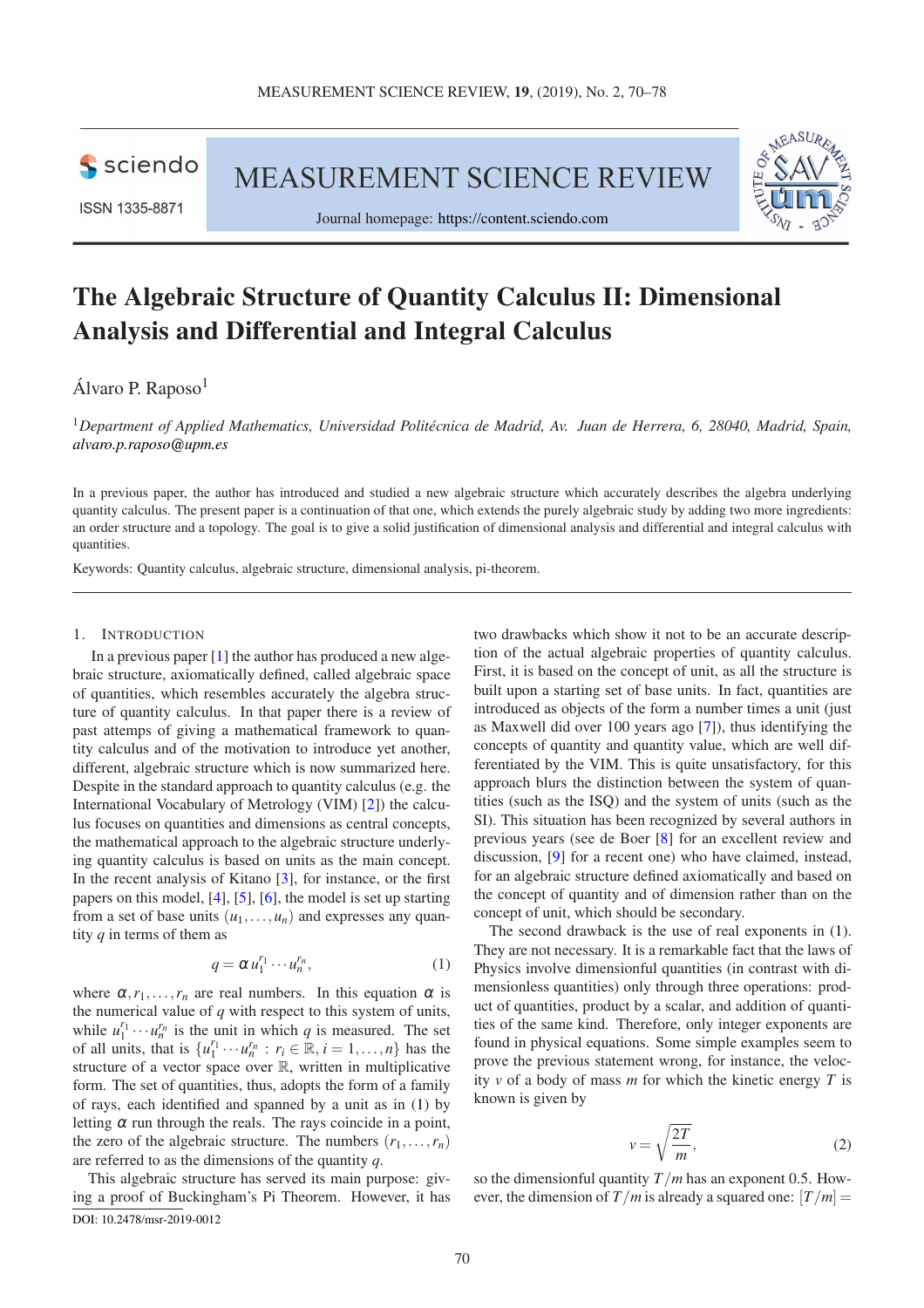# The Algebraic Structure of Quantity Calculus II: Dimensional Analysis and Differential and Integral Calculus

Álvaro P. Raposo[1]

[1]*Department of Applied Mathematics, Universidad Politécnica de Madrid, Av. Juan de Herrera, 6, 28040, Madrid, Spain, alvaro.p.raposo@upm.es*

In a previous paper, the author has introduced and studied a new algebraic structure which accurately describes the algebra underlying quantity calculus. The present paper is a continuation of that one, which extends the purely algebraic study by adding two more ingredients: an order structure and a topology. The goal is to give a solid justification of dimensional analysis and differential and integral calculus with quantities.

Keywords: Quantity calculus, algebraic structure, dimensional analysis, pi-theorem.

## 1. Introduction

In a previous paper [1] the author has produced a new algebraic structure, axiomatically defined, called algebraic space of quantities, which resembles accurately the algebra structure of quantity calculus. In that paper there is a review of past attemps of giving a mathematical framework to quantity calculus and of the motivation to introduce yet another, different, algebraic structure which is now summarized here. Despite in the standard approach to quantity calculus (e.g. the International Vocabulary of Metrology (VIM) [2]) the calculus focuses on quantities and dimensions as central concepts, the mathematical approach to the algebraic structure underlying quantity calculus is based on units as the main concept. In the recent analysis of Kitano [3], for instance, or the first papers on this model, [4], [5], [6], the model is set up starting from a set of base units $(u_1,\dots,u_n)$ and expresses any quantity $q$ in terms of them as

$$q = \alpha\, u_1^{r_1}\cdots u_n^{r_n}, \tag{1}$$

where $\alpha, r_1,\dots,r_n$ are real numbers. In this equation $\alpha$ is the numerical value of $q$ with respect to this system of units, while $u_1^{r_1}\cdots u_n^{r_n}$ is the unit in which $q$ is measured. The set of all units, that is $\{u_1^{r_1}\cdots u_n^{r_n} : r_i \in \mathbb{R}, i = 1,\dots,n\}$ has the structure of a vector space over $\mathbb{R}$, written in multiplicative form. The set of quantities, thus, adopts the form of a family of rays, each identified and spanned by a unit as in (1) by letting $\alpha$ run through the reals. The rays coincide in a point, the zero of the algebraic structure. The numbers $(r_1,\dots,r_n)$ are referred to as the dimensions of the quantity $q$.

This algebraic structure has served its main purpose: giving a proof of Buckingham's Pi Theorem. However, it has two drawbacks which show it not to be an accurate description of the actual algebraic properties of quantity calculus. First, it is based on the concept of unit, as all the structure is built upon a starting set of base units. In fact, quantities are introduced as objects of the form a number times a unit (just as Maxwell did over 100 years ago [7]), thus identifying the concepts of quantity and quantity value, which are well differentiated by the VIM. This is quite unsatisfactory, for this approach blurs the distinction between the system of quantities (such as the ISQ) and the system of units (such as the SI). This situation has been recognized by several authors in previous years (see de Boer [8] for an excellent review and discussion, [9] for a recent one) who have claimed, instead, for an algebraic structure defined axiomatically and based on the concept of quantity and of dimension rather than on the concept of unit, which should be secondary.

The second drawback is the use of real exponents in (1). They are not necessary. It is a remarkable fact that the laws of Physics involve dimensionful quantities (in contrast with dimensionless quantities) only through three operations: product of quantities, product by a scalar, and addition of quantities of the same kind. Therefore, only integer exponents are found in physical equations. Some simple examples seem to prove the previous statement wrong, for instance, the velocity $v$ of a body of mass $m$ for which the kinetic energy $T$ is known is given by

$$v = \sqrt{\frac{2T}{m}}, \tag{2}$$

so the dimensionful quantity $T/m$ has an exponent 0.5. However, the dimension of $T/m$ is already a squared one: $[T/m] =$

DOI: 10.2478/msr-2019-0012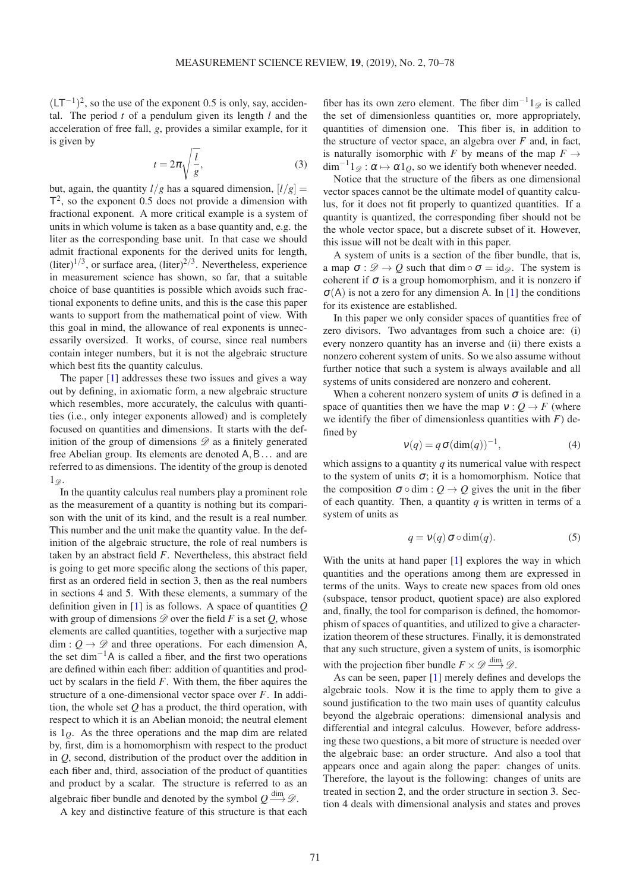$(\mathsf{LT}^{-1})^2$, so the use of the exponent 0.5 is only, say, accidental. The period $t$ of a pendulum given its length $l$ and the acceleration of free fall, $g$, provides a similar example, for it is given by

$$t = 2\pi\sqrt{\frac{l}{g}}, \tag{3}$$

but, again, the quantity $l/g$ has a squared dimension, $[l/g] = \mathsf{T}^2$, so the exponent 0.5 does not provide a dimension with fractional exponent. A more critical example is a system of units in which volume is taken as a base quantity and, e.g. the liter as the corresponding base unit. In that case we should admit fractional exponents for the derived units for length, $(\text{liter})^{1/3}$, or surface area, $(\text{liter})^{2/3}$. Nevertheless, experience in measurement science has shown, so far, that a suitable choice of base quantities is possible which avoids such fractional exponents to define units, and this is the case this paper wants to support from the mathematical point of view. With this goal in mind, the allowance of real exponents is unnecessarily oversized. It works, of course, since real numbers contain integer numbers, but it is not the algebraic structure which best fits the quantity calculus.

The paper [1] addresses these two issues and gives a way out by defining, in axiomatic form, a new algebraic structure which resembles, more accurately, the calculus with quantities (i.e., only integer exponents allowed) and is completely focused on quantities and dimensions. It starts with the definition of the group of dimensions $\mathscr{D}$ as a finitely generated free Abelian group. Its elements are denoted $\mathsf{A}, \mathsf{B} \ldots$ and are referred to as dimensions. The identity of the group is denoted $1_{\mathscr{D}}$.

In the quantity calculus real numbers play a prominent role as the measurement of a quantity is nothing but its comparison with the unit of its kind, and the result is a real number. This number and the unit make the quantity value. In the definition of the algebraic structure, the role of real numbers is taken by an abstract field $F$. Nevertheless, this abstract field is going to get more specific along the sections of this paper, first as an ordered field in section 3, then as the real numbers in sections 4 and 5. With these elements, a summary of the definition given in [1] is as follows. A space of quantities $Q$ with group of dimensions $\mathscr{D}$ over the field $F$ is a set $Q$, whose elements are called quantities, together with a surjective map $\dim : Q \to \mathscr{D}$ and three operations. For each dimension $\mathsf{A}$, the set $\dim^{-1}\mathsf{A}$ is called a fiber, and the first two operations are defined within each fiber: addition of quantities and product by scalars in the field $F$. With them, the fiber aquires the structure of a one-dimensional vector space over $F$. In addition, the whole set $Q$ has a product, the third operation, with respect to which it is an Abelian monoid; the neutral element is $1_Q$. As the three operations and the map dim are related by, first, dim is a homomorphism with respect to the product in $Q$, second, distribution of the product over the addition in each fiber and, third, association of the product of quantities and product by a scalar. The structure is referred to as an algebraic fiber bundle and denoted by the symbol $Q \xrightarrow{\dim} \mathscr{D}$.

A key and distinctive feature of this structure is that each fiber has its own zero element. The fiber $\dim^{-1}1_{\mathscr{D}}$ is called the set of dimensionless quantities or, more appropriately, quantities of dimension one. This fiber is, in addition to the structure of vector space, an algebra over $F$ and, in fact, is naturally isomorphic with $F$ by means of the map $F \to \dim^{-1}1_{\mathscr{D}} : \alpha \mapsto \alpha 1_Q$, so we identify both whenever needed.

Notice that the structure of the fibers as one dimensional vector spaces cannot be the ultimate model of quantity calculus, for it does not fit properly to quantized quantities. If a quantity is quantized, the corresponding fiber should not be the whole vector space, but a discrete subset of it. However, this issue will not be dealt with in this paper.

A system of units is a section of the fiber bundle, that is, a map $\sigma : \mathscr{D} \to Q$ such that $\dim \circ \sigma = \mathrm{id}_{\mathscr{D}}$. The system is coherent if $\sigma$ is a group homomorphism, and it is nonzero if $\sigma(\mathsf{A})$ is not a zero for any dimension $\mathsf{A}$. In [1] the conditions for its existence are established.

In this paper we only consider spaces of quantities free of zero divisors. Two advantages from such a choice are: (i) every nonzero quantity has an inverse and (ii) there exists a nonzero coherent system of units. So we also assume without further notice that such a system is always available and all systems of units considered are nonzero and coherent.

When a coherent nonzero system of units $\sigma$ is defined in a space of quantities then we have the map $\nu : Q \to F$ (where we identify the fiber of dimensionless quantities with $F$) defined by

$$\nu(q) = q\,\sigma(\dim(q))^{-1}, \tag{4}$$

which assigns to a quantity $q$ its numerical value with respect to the system of units $\sigma$; it is a homomorphism. Notice that the composition $\sigma \circ \dim : Q \to Q$ gives the unit in the fiber of each quantity. Then, a quantity $q$ is written in terms of a system of units as

$$q = \nu(q)\,\sigma \circ \dim(q). \tag{5}$$

With the units at hand paper [1] explores the way in which quantities and the operations among them are expressed in terms of the units. Ways to create new spaces from old ones (subspace, tensor product, quotient space) are also explored and, finally, the tool for comparison is defined, the homomorphism of spaces of quantities, and utilized to give a characterization theorem of these structures. Finally, it is demonstrated that any such structure, given a system of units, is isomorphic with the projection fiber bundle $F \times \mathscr{D} \xrightarrow{\dim} \mathscr{D}$.

As can be seen, paper [1] merely defines and develops the algebraic tools. Now it is the time to apply them to give a sound justification to the two main uses of quantity calculus beyond the algebraic operations: dimensional analysis and differential and integral calculus. However, before addressing these two questions, a bit more of structure is needed over the algebraic base: an order structure. And also a tool that appears once and again along the paper: changes of units. Therefore, the layout is the following: changes of units are treated in section 2, and the order structure in section 3. Section 4 deals with dimensional analysis and states and proves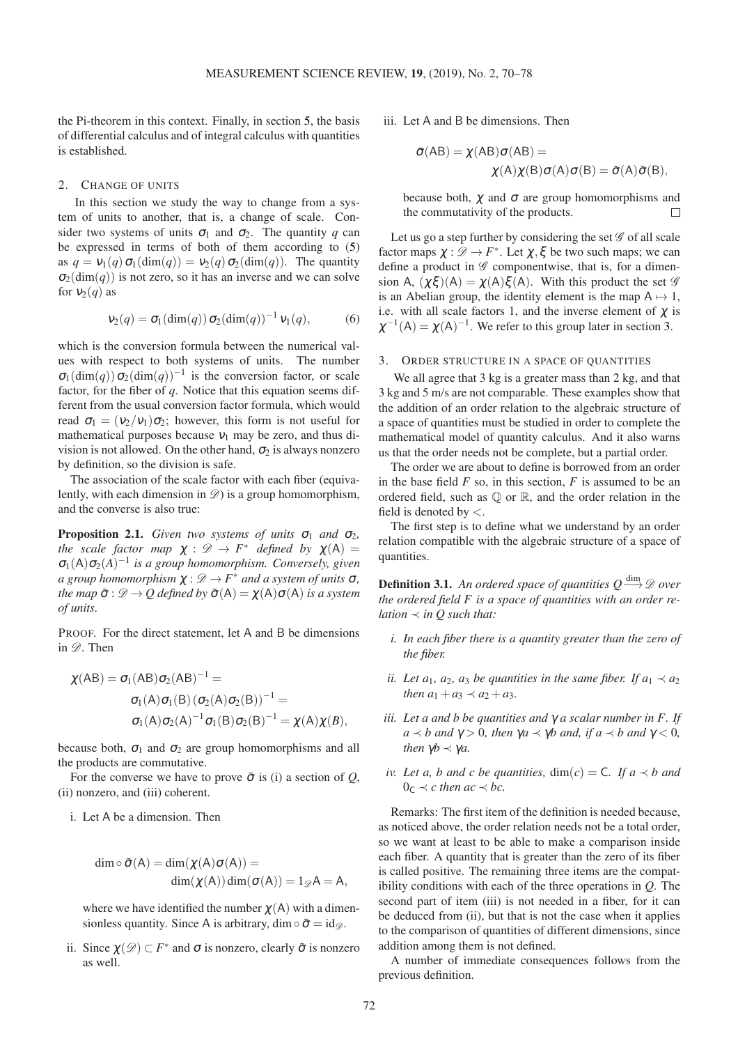the Pi-theorem in this context. Finally, in section 5, the basis of differential calculus and of integral calculus with quantities is established.

## 2. Change of units

In this section we study the way to change from a system of units to another, that is, a change of scale. Consider two systems of units $\sigma_1$ and $\sigma_2$. The quantity $q$ can be expressed in terms of both of them according to (5) as $q = \nu_1(q)\,\sigma_1(\dim(q)) = \nu_2(q)\,\sigma_2(\dim(q))$. The quantity $\sigma_2(\dim(q))$ is not zero, so it has an inverse and we can solve for $\nu_2(q)$ as

$$\nu_2(q) = \sigma_1(\dim(q))\,\sigma_2(\dim(q))^{-1}\,\nu_1(q), \tag{6}$$

which is the conversion formula between the numerical values with respect to both systems of units. The number $\sigma_1(\dim(q))\,\sigma_2(\dim(q))^{-1}$ is the conversion factor, or scale factor, for the fiber of $q$. Notice that this equation seems different from the usual conversion factor formula, which would read $\sigma_1 = (\nu_2/\nu_1)\sigma_2$; however, this form is not useful for mathematical purposes because $\nu_1$ may be zero, and thus division is not allowed. On the other hand, $\sigma_2$ is always nonzero by definition, so the division is safe.

The association of the scale factor with each fiber (equivalently, with each dimension in $\mathscr{D}$) is a group homomorphism, and the converse is also true:

**Proposition 2.1.** *Given two systems of units $\sigma_1$ and $\sigma_2$, the scale factor map $\chi : \mathscr{D} \to F^*$ defined by $\chi(\mathsf{A}) = \sigma_1(\mathsf{A})\sigma_2(A)^{-1}$ is a group homomorphism. Conversely, given a group homomorphism $\chi : \mathscr{D} \to F^*$ and a system of units $\sigma$, the map $\tilde{\sigma} : \mathscr{D} \to Q$ defined by $\tilde{\sigma}(\mathsf{A}) = \chi(\mathsf{A})\sigma(\mathsf{A})$ is a system of units.*

Proof. For the direct statement, let $\mathsf{A}$ and $\mathsf{B}$ be dimensions in $\mathscr{D}$. Then

$$\begin{aligned}\chi(\mathsf{AB}) &= \sigma_1(\mathsf{AB})\sigma_2(\mathsf{AB})^{-1} = \\ &\sigma_1(\mathsf{A})\sigma_1(\mathsf{B})\,(\sigma_2(\mathsf{A})\sigma_2(\mathsf{B}))^{-1} = \\ &\sigma_1(\mathsf{A})\sigma_2(\mathsf{A})^{-1}\sigma_1(\mathsf{B})\sigma_2(\mathsf{B})^{-1} = \chi(\mathsf{A})\chi(B),\end{aligned}$$

because both, $\sigma_1$ and $\sigma_2$ are group homomorphisms and all the products are commutative.

For the converse we have to prove $\tilde{\sigma}$ is (i) a section of $Q$, (ii) nonzero, and (iii) coherent.

i. Let $\mathsf{A}$ be a dimension. Then

$$\begin{aligned}\dim\circ\tilde{\sigma}(\mathsf{A}) &= \dim(\chi(\mathsf{A})\sigma(\mathsf{A})) = \\ &\dim(\chi(\mathsf{A}))\dim(\sigma(\mathsf{A})) = 1_{\mathscr{D}}\mathsf{A} = \mathsf{A},\end{aligned}$$

where we have identified the number $\chi(\mathsf{A})$ with a dimensionless quantity. Since $\mathsf{A}$ is arbitrary, $\dim\circ\tilde{\sigma} = \mathrm{id}_{\mathscr{D}}$.

ii. Since $\chi(\mathscr{D}) \subset F^*$ and $\sigma$ is nonzero, clearly $\tilde{\sigma}$ is nonzero as well.

iii. Let $\mathsf{A}$ and $\mathsf{B}$ be dimensions. Then

$$\begin{aligned}\tilde{\sigma}(\mathsf{AB}) &= \chi(\mathsf{AB})\sigma(\mathsf{AB}) = \\ &\chi(\mathsf{A})\chi(\mathsf{B})\sigma(\mathsf{A})\sigma(\mathsf{B}) = \tilde{\sigma}(\mathsf{A})\tilde{\sigma}(\mathsf{B}),\end{aligned}$$

because both, $\chi$ and $\sigma$ are group homomorphisms and the commutativity of the products. □

Let us go a step further by considering the set $\mathscr{G}$ of all scale factor maps $\chi : \mathscr{D} \to F^*$. Let $\chi, \xi$ be two such maps; we can define a product in $\mathscr{G}$ componentwise, that is, for a dimension $\mathsf{A}$, $(\chi\xi)(\mathsf{A}) = \chi(\mathsf{A})\xi(\mathsf{A})$. With this product the set $\mathscr{G}$ is an Abelian group, the identity element is the map $\mathsf{A} \mapsto 1$, i.e. with all scale factors 1, and the inverse element of $\chi$ is $\chi^{-1}(\mathsf{A}) = \chi(\mathsf{A})^{-1}$. We refer to this group later in section 3.

## 3. Order structure in a space of quantities

We all agree that 3 kg is a greater mass than 2 kg, and that 3 kg and 5 m/s are not comparable. These examples show that the addition of an order relation to the algebraic structure of a space of quantities must be studied in order to complete the mathematical model of quantity calculus. And it also warns us that the order needs not be complete, but a partial order.

The order we are about to define is borrowed from an order in the base field $F$ so, in this section, $F$ is assumed to be an ordered field, such as $\mathbb{Q}$ or $\mathbb{R}$, and the order relation in the field is denoted by $<$.

The first step is to define what we understand by an order relation compatible with the algebraic structure of a space of quantities.

**Definition 3.1.** *An ordered space of quantities $Q \xrightarrow{\dim} \mathscr{D}$ over the ordered field $F$ is a space of quantities with an order relation $\prec$ in $Q$ such that:*

*i. In each fiber there is a quantity greater than the zero of the fiber.*

*ii. Let $a_1$, $a_2$, $a_3$ be quantities in the same fiber. If $a_1 \prec a_2$ then $a_1 + a_3 \prec a_2 + a_3$.*

*iii. Let $a$ and $b$ be quantities and $\gamma$ a scalar number in $F$. If $a \prec b$ and $\gamma > 0$, then $\gamma a \prec \gamma b$ and, if $a \prec b$ and $\gamma < 0$, then $\gamma b \prec \gamma a$.*

*iv. Let $a$, $b$ and $c$ be quantities, $\dim(c) = \mathsf{C}$. If $a \prec b$ and $0_{\mathsf{C}} \prec c$ then $ac \prec bc$.*

Remarks: The first item of the definition is needed because, as noticed above, the order relation needs not be a total order, so we want at least to be able to make a comparison inside each fiber. A quantity that is greater than the zero of its fiber is called positive. The remaining three items are the compatibility conditions with each of the three operations in $Q$. The second part of item (iii) is not needed in a fiber, for it can be deduced from (ii), but that is not the case when it applies to the comparison of quantities of different dimensions, since addition among them is not defined.

A number of immediate consequences follows from the previous definition.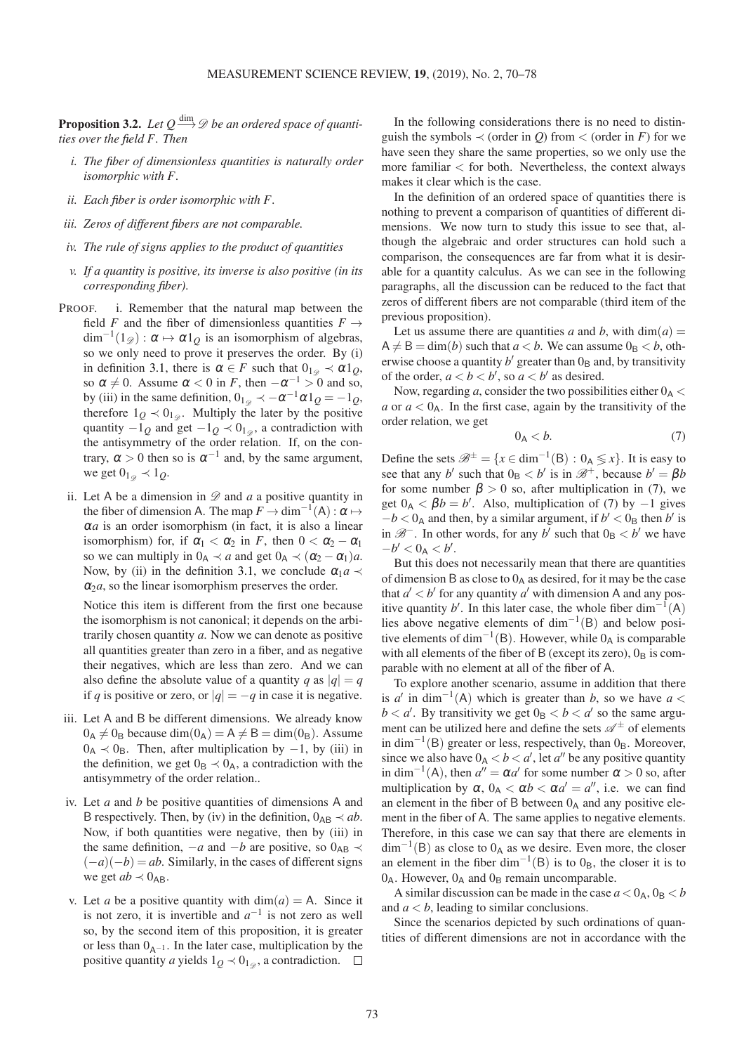**Proposition 3.2.** *Let $Q \xrightarrow{\dim} \mathscr{D}$ be an ordered space of quantities over the field $F$. Then*

*i. The fiber of dimensionless quantities is naturally order isomorphic with $F$.*

*ii. Each fiber is order isomorphic with $F$.*

*iii. Zeros of different fibers are not comparable.*

*iv. The rule of signs applies to the product of quantities*

*v. If a quantity is positive, its inverse is also positive (in its corresponding fiber).*

PROOF.

i. Remember that the natural map between the field $F$ and the fiber of dimensionless quantities $F \to \dim^{-1}(1_{\mathscr{D}}) : \alpha \mapsto \alpha 1_Q$ is an isomorphism of algebras, so we only need to prove it preserves the order. By (i) in definition 3.1, there is $\alpha \in F$ such that $0_{1_{\mathscr{D}}} \prec \alpha 1_Q$, so $\alpha \neq 0$. Assume $\alpha < 0$ in $F$, then $-\alpha^{-1} > 0$ and so, by (iii) in the same definition, $0_{1_{\mathscr{D}}} \prec -\alpha^{-1}\alpha 1_Q = -1_Q$, therefore $1_Q \prec 0_{1_{\mathscr{D}}}$. Multiply the later by the positive quantity $-1_Q$ and get $-1_Q \prec 0_{1_{\mathscr{D}}}$, a contradiction with the antisymmetry of the order relation. If, on the contrary, $\alpha > 0$ then so is $\alpha^{-1}$ and, by the same argument, we get $0_{1_{\mathscr{D}}} \prec 1_Q$.

ii. Let $\mathsf{A}$ be a dimension in $\mathscr{D}$ and $a$ a positive quantity in the fiber of dimension $\mathsf{A}$. The map $F \to \dim^{-1}(\mathsf{A}) : \alpha \mapsto \alpha a$ is an order isomorphism (in fact, it is also a linear isomorphism) for, if $\alpha_1 < \alpha_2$ in $F$, then $0 < \alpha_2 - \alpha_1$ so we can multiply in $0_{\mathsf{A}} \prec a$ and get $0_{\mathsf{A}} \prec (\alpha_2 - \alpha_1)a$. Now, by (ii) in the definition 3.1, we conclude $\alpha_1 a \prec \alpha_2 a$, so the linear isomorphism preserves the order.

Notice this item is different from the first one because the isomorphism is not canonical; it depends on the arbitrarily chosen quantity $a$. Now we can denote as positive all quantities greater than zero in a fiber, and as negative their negatives, which are less than zero. And we can also define the absolute value of a quantity $q$ as $|q| = q$ if $q$ is positive or zero, or $|q| = -q$ in case it is negative.

iii. Let $\mathsf{A}$ and $\mathsf{B}$ be different dimensions. We already know $0_{\mathsf{A}} \neq 0_{\mathsf{B}}$ because $\dim(0_{\mathsf{A}}) = \mathsf{A} \neq \mathsf{B} = \dim(0_{\mathsf{B}})$. Assume $0_{\mathsf{A}} \prec 0_{\mathsf{B}}$. Then, after multiplication by $-1$, by (iii) in the definition, we get $0_{\mathsf{B}} \prec 0_{\mathsf{A}}$, a contradiction with the antisymmetry of the order relation..

iv. Let $a$ and $b$ be positive quantities of dimensions $\mathsf{A}$ and $\mathsf{B}$ respectively. Then, by (iv) in the definition, $0_{\mathsf{AB}} \prec ab$. Now, if both quantities were negative, then by (iii) in the same definition, $-a$ and $-b$ are positive, so $0_{\mathsf{AB}} \prec (-a)(-b) = ab$. Similarly, in the cases of different signs we get $ab \prec 0_{\mathsf{AB}}$.

v. Let $a$ be a positive quantity with $\dim(a) = \mathsf{A}$. Since it is not zero, it is invertible and $a^{-1}$ is not zero as well so, by the second item of this proposition, it is greater or less than $0_{\mathsf{A}^{-1}}$. In the later case, multiplication by the positive quantity $a$ yields $1_Q \prec 0_{1_{\mathscr{D}}}$, a contradiction. $\square$

In the following considerations there is no need to distinguish the symbols $\prec$ (order in $Q$) from $<$ (order in $F$) for we have seen they share the same properties, so we only use the more familiar $<$ for both. Nevertheless, the context always makes it clear which is the case.

In the definition of an ordered space of quantities there is nothing to prevent a comparison of quantities of different dimensions. We now turn to study this issue to see that, although the algebraic and order structures can hold such a comparison, the consequences are far from what it is desirable for a quantity calculus. As we can see in the following paragraphs, all the discussion can be reduced to the fact that zeros of different fibers are not comparable (third item of the previous proposition).

Let us assume there are quantities $a$ and $b$, with $\dim(a) = \mathsf{A} \neq \mathsf{B} = \dim(b)$ such that $a < b$. We can assume $0_{\mathsf{B}} < b$, otherwise choose a quantity $b'$ greater than $0_{\mathsf{B}}$ and, by transitivity of the order, $a < b < b'$, so $a < b'$ as desired.

Now, regarding $a$, consider the two possibilities either $0_{\mathsf{A}} < a$ or $a < 0_{\mathsf{A}}$. In the first case, again by the transitivity of the order relation, we get

$$0_{\mathsf{A}} < b. \tag{7}$$

Define the sets $\mathscr{B}^{\pm} = \{x \in \dim^{-1}(\mathsf{B}) : 0_{\mathsf{A}} \lessgtr x\}$. It is easy to see that any $b'$ such that $0_{\mathsf{B}} < b'$ is in $\mathscr{B}^{+}$, because $b' = \beta b$ for some number $\beta > 0$ so, after multiplication in (7), we get $0_{\mathsf{A}} < \beta b = b'$. Also, multiplication of (7) by $-1$ gives $-b < 0_{\mathsf{A}}$ and then, by a similar argument, if $b' < 0_{\mathsf{B}}$ then $b'$ is in $\mathscr{B}^{-}$. In other words, for any $b'$ such that $0_{\mathsf{B}} < b'$ we have $-b' < 0_{\mathsf{A}} < b'$.

But this does not necessarily mean that there are quantities of dimension $\mathsf{B}$ as close to $0_{\mathsf{A}}$ as desired, for it may be the case that $a' < b'$ for any quantity $a'$ with dimension $\mathsf{A}$ and any positive quantity $b'$. In this later case, the whole fiber $\dim^{-1}(\mathsf{A})$ lies above negative elements of $\dim^{-1}(\mathsf{B})$ and below positive elements of $\dim^{-1}(\mathsf{B})$. However, while $0_{\mathsf{A}}$ is comparable with all elements of the fiber of $\mathsf{B}$ (except its zero), $0_{\mathsf{B}}$ is comparable with no element at all of the fiber of $\mathsf{A}$.

To explore another scenario, assume in addition that there is $a'$ in $\dim^{-1}(\mathsf{A})$ which is greater than $b$, so we have $a < b < a'$. By transitivity we get $0_{\mathsf{B}} < b < a'$ so the same argument can be utilized here and define the sets $\mathscr{A}^{\pm}$ of elements in $\dim^{-1}(\mathsf{B})$ greater or less, respectively, than $0_{\mathsf{B}}$. Moreover, since we also have $0_{\mathsf{A}} < b < a'$, let $a''$ be any positive quantity in $\dim^{-1}(\mathsf{A})$, then $a'' = \alpha a'$ for some number $\alpha > 0$ so, after multiplication by $\alpha$, $0_{\mathsf{A}} < \alpha b < \alpha a' = a''$, i.e. we can find an element in the fiber of $\mathsf{B}$ between $0_{\mathsf{A}}$ and any positive element in the fiber of $\mathsf{A}$. The same applies to negative elements. Therefore, in this case we can say that there are elements in $\dim^{-1}(\mathsf{B})$ as close to $0_{\mathsf{A}}$ as we desire. Even more, the closer an element in the fiber $\dim^{-1}(\mathsf{B})$ is to $0_{\mathsf{B}}$, the closer it is to $0_{\mathsf{A}}$. However, $0_{\mathsf{A}}$ and $0_{\mathsf{B}}$ remain uncomparable.

A similar discussion can be made in the case $a < 0_{\mathsf{A}}$, $0_{\mathsf{B}} < b$ and $a < b$, leading to similar conclusions.

Since the scenarios depicted by such ordinations of quantities of different dimensions are not in accordance with the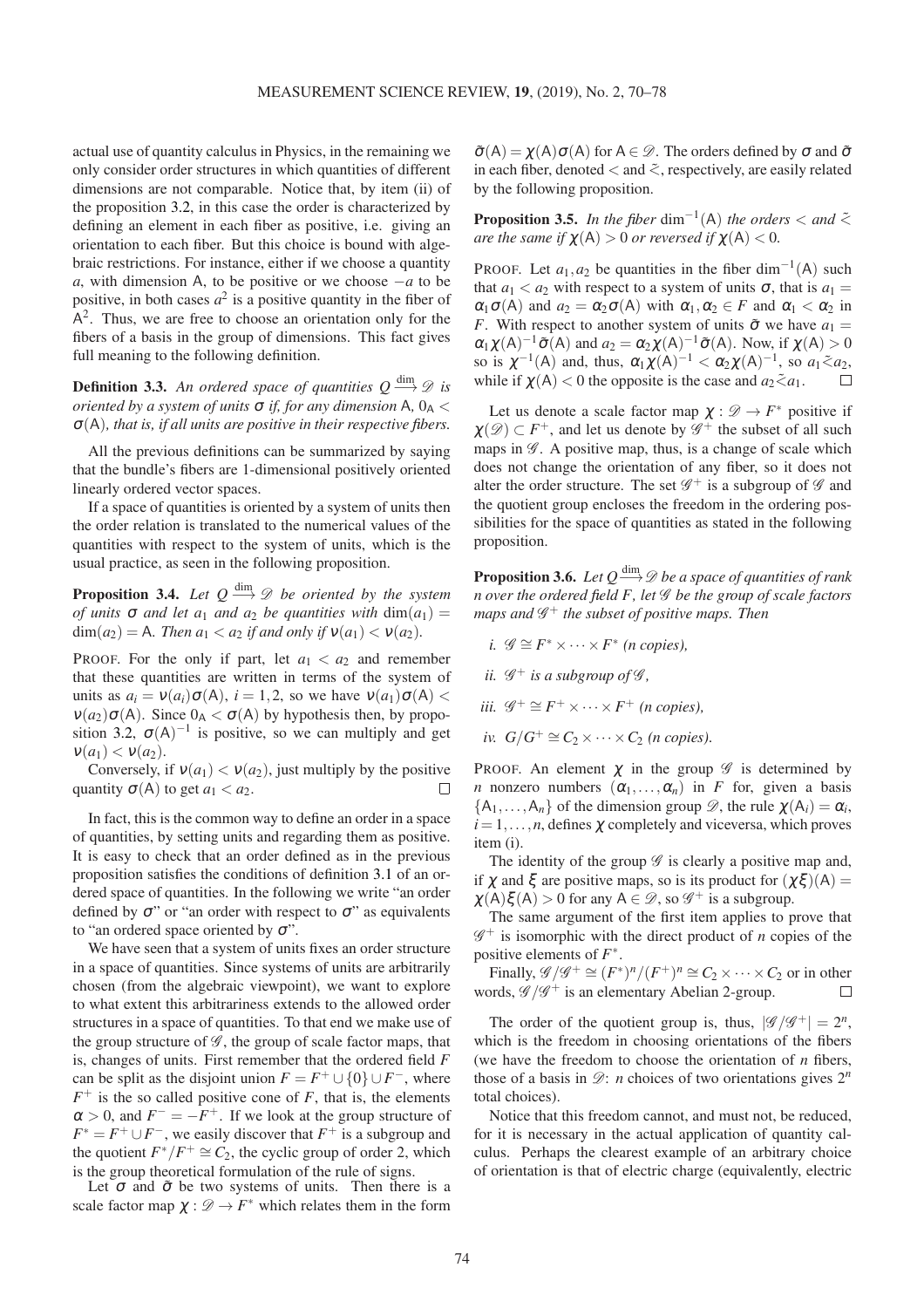actual use of quantity calculus in Physics, in the remaining we only consider order structures in which quantities of different dimensions are not comparable. Notice that, by item (ii) of the proposition 3.2, in this case the order is characterized by defining an element in each fiber as positive, i.e. giving an orientation to each fiber. But this choice is bound with algebraic restrictions. For instance, either if we choose a quantity $a$, with dimension $\mathsf{A}$, to be positive or we choose $-a$ to be positive, in both cases $a^2$ is a positive quantity in the fiber of $\mathsf{A}^2$. Thus, we are free to choose an orientation only for the fibers of a basis in the group of dimensions. This fact gives full meaning to the following definition.

**Definition 3.3.** *An ordered space of quantities $Q \xrightarrow{\dim} \mathscr{D}$ is oriented by a system of units $\sigma$ if, for any dimension $\mathsf{A}$, $0_{\mathsf{A}} < \sigma(\mathsf{A})$, that is, if all units are positive in their respective fibers.*

All the previous definitions can be summarized by saying that the bundle's fibers are 1-dimensional positively oriented linearly ordered vector spaces.

If a space of quantities is oriented by a system of units then the order relation is translated to the numerical values of the quantities with respect to the system of units, which is the usual practice, as seen in the following proposition.

**Proposition 3.4.** *Let $Q \xrightarrow{\dim} \mathscr{D}$ be oriented by the system of units $\sigma$ and let $a_1$ and $a_2$ be quantities with $\dim(a_1) = \dim(a_2) = \mathsf{A}$. Then $a_1 < a_2$ if and only if $\nu(a_1) < \nu(a_2)$.*

PROOF. For the only if part, let $a_1 < a_2$ and remember that these quantities are written in terms of the system of units as $a_i = \nu(a_i)\sigma(\mathsf{A})$, $i = 1,2$, so we have $\nu(a_1)\sigma(\mathsf{A}) < \nu(a_2)\sigma(\mathsf{A})$. Since $0_{\mathsf{A}} < \sigma(\mathsf{A})$ by hypothesis then, by proposition 3.2, $\sigma(\mathsf{A})^{-1}$ is positive, so we can multiply and get $\nu(a_1) < \nu(a_2)$.

Conversely, if $\nu(a_1) < \nu(a_2)$, just multiply by the positive quantity $\sigma(\mathsf{A})$ to get $a_1 < a_2$. □

In fact, this is the common way to define an order in a space of quantities, by setting units and regarding them as positive. It is easy to check that an order defined as in the previous proposition satisfies the conditions of definition 3.1 of an ordered space of quantities. In the following we write "an order defined by $\sigma$" or "an order with respect to $\sigma$" as equivalents to "an ordered space oriented by $\sigma$".

We have seen that a system of units fixes an order structure in a space of quantities. Since systems of units are arbitrarily chosen (from the algebraic viewpoint), we want to explore to what extent this arbitrariness extends to the allowed order structures in a space of quantities. To that end we make use of the group structure of $\mathscr{G}$, the group of scale factor maps, that is, changes of units. First remember that the ordered field $F$ can be split as the disjoint union $F = F^+ \cup \{0\} \cup F^-$, where $F^+$ is the so called positive cone of $F$, that is, the elements $\alpha > 0$, and $F^- = -F^+$. If we look at the group structure of $F^* = F^+ \cup F^-$, we easily discover that $F^+$ is a subgroup and the quotient $F^*/F^+ \cong C_2$, the cyclic group of order 2, which is the group theoretical formulation of the rule of signs.

Let $\sigma$ and $\tilde{\sigma}$ be two systems of units. Then there is a scale factor map $\chi : \mathscr{D} \to F^*$ which relates them in the form $\tilde{\sigma}(\mathsf{A}) = \chi(\mathsf{A})\sigma(\mathsf{A})$ for $\mathsf{A} \in \mathscr{D}$. The orders defined by $\sigma$ and $\tilde{\sigma}$ in each fiber, denoted $<$ and $\tilde{<}$, respectively, are easily related by the following proposition.

**Proposition 3.5.** *In the fiber $\dim^{-1}(\mathsf{A})$ the orders $<$ and $\tilde{<}$ are the same if $\chi(\mathsf{A}) > 0$ or reversed if $\chi(\mathsf{A}) < 0$.*

PROOF. Let $a_1, a_2$ be quantities in the fiber $\dim^{-1}(\mathsf{A})$ such that $a_1 < a_2$ with respect to a system of units $\sigma$, that is $a_1 = \alpha_1\sigma(\mathsf{A})$ and $a_2 = \alpha_2\sigma(\mathsf{A})$ with $\alpha_1, \alpha_2 \in F$ and $\alpha_1 < \alpha_2$ in $F$. With respect to another system of units $\tilde{\sigma}$ we have $a_1 = \alpha_1\chi(\mathsf{A})^{-1}\tilde{\sigma}(\mathsf{A})$ and $a_2 = \alpha_2\chi(\mathsf{A})^{-1}\tilde{\sigma}(\mathsf{A})$. Now, if $\chi(\mathsf{A}) > 0$ so is $\chi^{-1}(\mathsf{A})$ and, thus, $\alpha_1\chi(\mathsf{A})^{-1} < \alpha_2\chi(\mathsf{A})^{-1}$, so $a_1 \tilde{<} a_2$, while if $\chi(\mathsf{A}) < 0$ the opposite is the case and $a_2 \tilde{<} a_1$. □

Let us denote a scale factor map $\chi : \mathscr{D} \to F^*$ positive if $\chi(\mathscr{D}) \subset F^+$, and let us denote by $\mathscr{G}^+$ the subset of all such maps in $\mathscr{G}$. A positive map, thus, is a change of scale which does not change the orientation of any fiber, so it does not alter the order structure. The set $\mathscr{G}^+$ is a subgroup of $\mathscr{G}$ and the quotient group encloses the freedom in the ordering possibilities for the space of quantities as stated in the following proposition.

**Proposition 3.6.** *Let $Q \xrightarrow{\dim} \mathscr{D}$ be a space of quantities of rank $n$ over the ordered field $F$, let $\mathscr{G}$ be the group of scale factors maps and $\mathscr{G}^+$ the subset of positive maps. Then*

*i. $\mathscr{G} \cong F^* \times \cdots \times F^*$ ($n$ copies),*

*ii. $\mathscr{G}^+$ is a subgroup of $\mathscr{G}$,*

*iii. $\mathscr{G}^+ \cong F^+ \times \cdots \times F^+$ ($n$ copies),*

*iv. $G/G^+ \cong C_2 \times \cdots \times C_2$ ($n$ copies).*

PROOF. An element $\chi$ in the group $\mathscr{G}$ is determined by $n$ nonzero numbers $(\alpha_1, \ldots, \alpha_n)$ in $F$ for, given a basis $\{\mathsf{A}_1, \ldots, \mathsf{A}_n\}$ of the dimension group $\mathscr{D}$, the rule $\chi(\mathsf{A}_i) = \alpha_i$, $i = 1, \ldots, n$, defines $\chi$ completely and viceversa, which proves item (i).

The identity of the group $\mathscr{G}$ is clearly a positive map and, if $\chi$ and $\xi$ are positive maps, so is its product for $(\chi\xi)(\mathsf{A}) = \chi(\mathsf{A})\xi(\mathsf{A}) > 0$ for any $\mathsf{A} \in \mathscr{D}$, so $\mathscr{G}^+$ is a subgroup.

The same argument of the first item applies to prove that $\mathscr{G}^+$ is isomorphic with the direct product of $n$ copies of the positive elements of $F^*$.

Finally, $\mathscr{G}/\mathscr{G}^+ \cong (F^*)^n/(F^+)^n \cong C_2 \times \cdots \times C_2$ or in other words, $\mathscr{G}/\mathscr{G}^+$ is an elementary Abelian 2-group. □

The order of the quotient group is, thus, $|\mathscr{G}/\mathscr{G}^+| = 2^n$, which is the freedom in choosing orientations of the fibers (we have the freedom to choose the orientation of $n$ fibers, those of a basis in $\mathscr{D}$: $n$ choices of two orientations gives $2^n$ total choices).

Notice that this freedom cannot, and must not, be reduced, for it is necessary in the actual application of quantity calculus. Perhaps the clearest example of an arbitrary choice of orientation is that of electric charge (equivalently, electric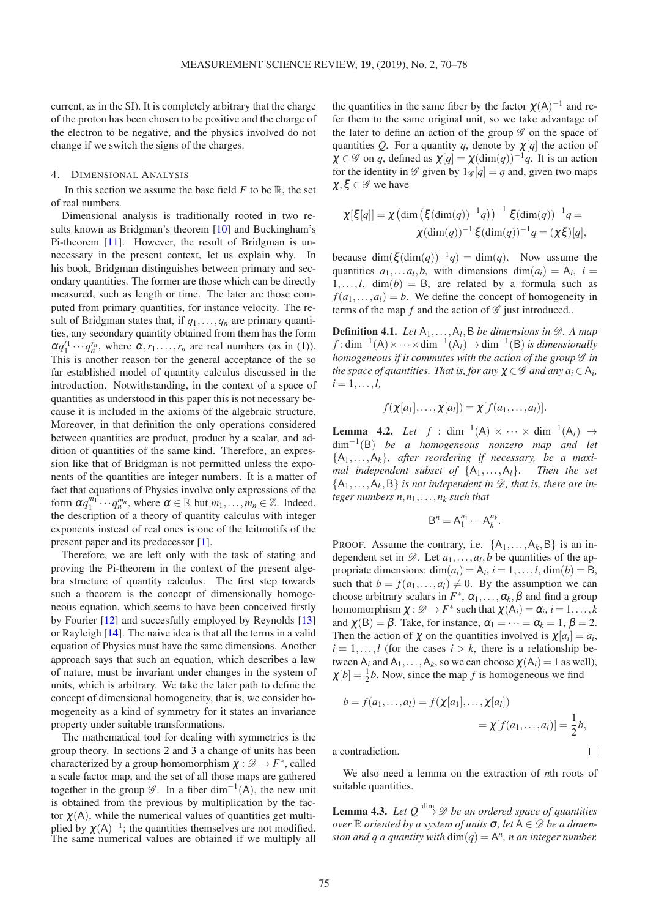current, as in the SI). It is completely arbitrary that the charge of the proton has been chosen to be positive and the charge of the electron to be negative, and the physics involved do not change if we switch the signs of the charges.

## 4. Dimensional Analysis

In this section we assume the base field $F$ to be $\mathbb{R}$, the set of real numbers.

Dimensional analysis is traditionally rooted in two results known as Bridgman's theorem [10] and Buckingham's Pi-theorem [11]. However, the result of Bridgman is unnecessary in the present context, let us explain why. In his book, Bridgman distinguishes between primary and secondary quantities. The former are those which can be directly measured, such as length or time. The later are those computed from primary quantities, for instance velocity. The result of Bridgman states that, if $q_1,\ldots,q_n$ are primary quantities, any secondary quantity obtained from them has the form $\alpha q_1^{r_1}\cdots q_n^{r_n}$, where $\alpha, r_1,\ldots,r_n$ are real numbers (as in (1)). This is another reason for the general acceptance of the so far established model of quantity calculus discussed in the introduction. Notwithstanding, in the context of a space of quantities as understood in this paper this is not necessary because it is included in the axioms of the algebraic structure. Moreover, in that definition the only operations considered between quantities are product, product by a scalar, and addition of quantities of the same kind. Therefore, an expression like that of Bridgman is not permitted unless the exponents of the quantities are integer numbers. It is a matter of fact that equations of Physics involve only expressions of the form $\alpha q_1^{m_1}\cdots q_n^{m_n}$, where $\alpha\in\mathbb{R}$ but $m_1,\ldots,m_n\in\mathbb{Z}$. Indeed, the description of a theory of quantity calculus with integer exponents instead of real ones is one of the leitmotifs of the present paper and its predecessor [1].

Therefore, we are left only with the task of stating and proving the Pi-theorem in the context of the present algebra structure of quantity calculus. The first step towards such a theorem is the concept of dimensionally homogeneous equation, which seems to have been conceived firstly by Fourier [12] and successfully employed by Reynolds [13] or Rayleigh [14]. The naive idea is that all the terms in a valid equation of Physics must have the same dimensions. Another approach says that such an equation, which describes a law of nature, must be invariant under changes in the system of units, which is arbitrary. We take the later path to define the concept of dimensional homogeneity, that is, we consider homogeneity as a kind of symmetry for it states an invariance property under suitable transformations.

The mathematical tool for dealing with symmetries is the group theory. In sections 2 and 3 a change of units has been characterized by a group homomorphism $\chi:\mathscr{D}\to F^*$, called a scale factor map, and the set of all those maps are gathered together in the group $\mathscr{G}$. In a fiber $\dim^{-1}(\mathsf{A})$, the new unit is obtained from the previous by multiplication by the factor $\chi(\mathsf{A})$, while the numerical values of quantities get multiplied by $\chi(\mathsf{A})^{-1}$; the quantities themselves are not modified. The same numerical values are obtained if we multiply all the quantities in the same fiber by the factor $\chi(\mathsf{A})^{-1}$ and refer them to the same original unit, so we take advantage of the later to define an action of the group $\mathscr{G}$ on the space of quantities $Q$. For a quantity $q$, denote by $\chi[q]$ the action of $\chi\in\mathscr{G}$ on $q$, defined as $\chi[q]=\chi(\dim(q))^{-1}q$. It is an action for the identity in $\mathscr{G}$ given by $1_{\mathscr{G}}[q]=q$ and, given two maps $\chi,\xi\in\mathscr{G}$ we have

$$\chi[\xi[q]]=\chi\left(\dim\left(\xi(\dim(q))^{-1}q\right)\right)^{-1}\xi(\dim(q))^{-1}q=\chi(\dim(q))^{-1}\xi(\dim(q))^{-1}q=(\chi\xi)[q],$$

because $\dim(\xi(\dim(q))^{-1}q)=\dim(q)$. Now assume the quantities $a_1,\ldots a_l,b$, with dimensions $\dim(a_i)=\mathsf{A}_i$, $i=1,\ldots,l$, $\dim(b)=\mathsf{B}$, are related by a formula such as $f(a_1,\ldots,a_l)=b$. We define the concept of homogeneity in terms of the map $f$ and the action of $\mathscr{G}$ just introduced..

**Definition 4.1.** *Let $\mathsf{A}_1,\ldots,\mathsf{A}_l,\mathsf{B}$ be dimensions in $\mathscr{D}$. A map $f:\dim^{-1}(\mathsf{A})\times\cdots\times\dim^{-1}(\mathsf{A}_l)\to\dim^{-1}(\mathsf{B})$ is dimensionally homogeneous if it commutes with the action of the group $\mathscr{G}$ in the space of quantities. That is, for any $\chi\in\mathscr{G}$ and any $a_i\in\mathsf{A}_i$, $i=1,\ldots,l$,*

$$f(\chi[a_1],\ldots,\chi[a_l])=\chi[f(a_1,\ldots,a_l)].$$

**Lemma 4.2.** *Let $f:\dim^{-1}(\mathsf{A})\times\cdots\times\dim^{-1}(\mathsf{A}_l)\to\dim^{-1}(\mathsf{B})$ be a homogeneous nonzero map and let $\{\mathsf{A}_1,\ldots,\mathsf{A}_k\}$, after reordering if necessary, be a maximal independent subset of $\{\mathsf{A}_1,\ldots,\mathsf{A}_l\}$. Then the set $\{\mathsf{A}_1,\ldots,\mathsf{A}_k,\mathsf{B}\}$ is not independent in $\mathscr{D}$, that is, there are integer numbers $n,n_1,\ldots,n_k$ such that*

$$\mathsf{B}^n=\mathsf{A}_1^{n_1}\cdots\mathsf{A}_k^{n_k}.$$

Proof. Assume the contrary, i.e. $\{\mathsf{A}_1,\ldots,\mathsf{A}_k,\mathsf{B}\}$ is an independent set in $\mathscr{D}$. Let $a_1,\ldots,a_l,b$ be quantities of the appropriate dimensions: $\dim(a_i)=\mathsf{A}_i$, $i=1,\ldots,l$, $\dim(b)=\mathsf{B}$, such that $b=f(a_1,\ldots,a_l)\neq 0$. By the assumption we can choose arbitrary scalars in $F^*$, $\alpha_1,\ldots,\alpha_k,\beta$ and find a group homomorphism $\chi:\mathscr{D}\to F^*$ such that $\chi(\mathsf{A}_i)=\alpha_i$, $i=1,\ldots,k$ and $\chi(\mathsf{B})=\beta$. Take, for instance, $\alpha_1=\cdots=\alpha_k=1$, $\beta=2$. Then the action of $\chi$ on the quantities involved is $\chi[a_i]=a_i$, $i=1,\ldots,l$ (for the cases $i>k$, there is a relationship between $\mathsf{A}_i$ and $\mathsf{A}_1,\ldots,\mathsf{A}_k$, so we can choose $\chi(\mathsf{A}_i)=1$ as well), $\chi[b]=\frac{1}{2}b$. Now, since the map $f$ is homogeneous we find

$$b=f(a_1,\ldots,a_l)=f(\chi[a_1],\ldots,\chi[a_l])=\chi[f(a_1,\ldots,a_l)]=\frac{1}{2}b,$$

a contradiction. □

We also need a lemma on the extraction of $n$th roots of suitable quantities.

**Lemma 4.3.** *Let $Q\xrightarrow{\dim}\mathscr{D}$ be an ordered space of quantities over $\mathbb{R}$ oriented by a system of units $\sigma$, let $\mathsf{A}\in\mathscr{D}$ be a dimension and $q$ a quantity with $\dim(q)=\mathsf{A}^n$, $n$ an integer number.*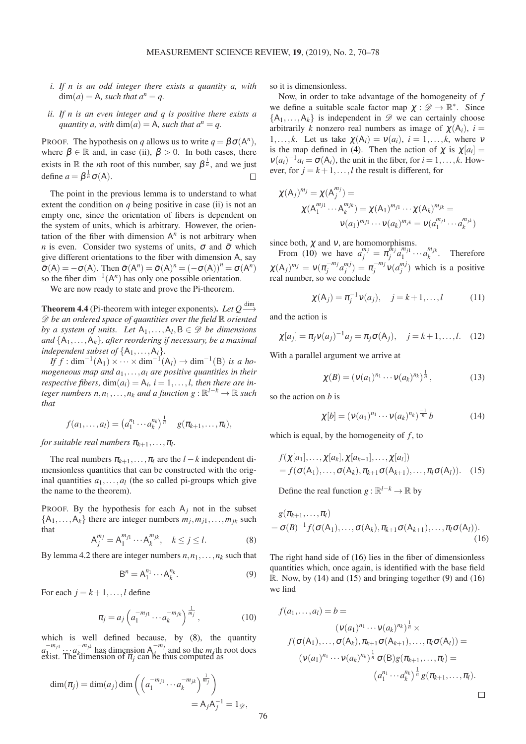*i. If $n$ is an odd integer there exists a quantity $a$, with $\dim(a) = \mathsf{A}$, such that $a^n = q$.*

*ii. If $n$ is an even integer and $q$ is positive there exists a quantity $a$, with $\dim(a) = \mathsf{A}$, such that $a^n = q$.*

PROOF. The hypothesis on $q$ allows us to write $q = \beta\sigma(\mathsf{A}^n)$, where $\beta \in \mathbb{R}$ and, in case (ii), $\beta > 0$. In both cases, there exists in $\mathbb{R}$ the $n$th root of this number, say $\beta^{\frac{1}{n}}$, and we just define $a = \beta^{\frac{1}{n}}\sigma(\mathsf{A})$. □

The point in the previous lemma is to understand to what extent the condition on $q$ being positive in case (ii) is not an empty one, since the orientation of fibers is dependent on the system of units, which is arbitrary. However, the orientation of the fiber with dimension $\mathsf{A}^n$ is not arbitrary when $n$ is even. Consider two systems of units, $\sigma$ and $\tilde{\sigma}$ which give different orientations to the fiber with dimension $\mathsf{A}$, say $\tilde{\sigma}(\mathsf{A}) = -\sigma(\mathsf{A})$. Then $\tilde{\sigma}(\mathsf{A}^n) = \tilde{\sigma}(\mathsf{A})^n = (-\sigma(\mathsf{A}))^n = \sigma(\mathsf{A}^n)$ so the fiber $\dim^{-1}(\mathsf{A}^n)$ has only one possible orientation.

We are now ready to state and prove the Pi-theorem.

**Theorem 4.4** (Pi-theorem with integer exponents). *Let $Q \xrightarrow{\dim} \mathscr{D}$ be an ordered space of quantities over the field $\mathbb{R}$ oriented by a system of units. Let $\mathsf{A}_1, \ldots, \mathsf{A}_l, \mathsf{B} \in \mathscr{D}$ be dimensions and $\{\mathsf{A}_1, \ldots, \mathsf{A}_k\}$, after reordering if necessary, be a maximal independent subset of $\{\mathsf{A}_1, \ldots, \mathsf{A}_l\}$.*

*If $f : \dim^{-1}(\mathsf{A}_1) \times \cdots \times \dim^{-1}(\mathsf{A}_l) \to \dim^{-1}(\mathsf{B})$ is a homogeneous map and $a_1, \ldots, a_l$ are positive quantities in their respective fibers, $\dim(a_i) = \mathsf{A}_i$, $i = 1, \ldots, l$, then there are integer numbers $n, n_1, \ldots, n_k$ and a function $g : \mathbb{R}^{l-k} \to \mathbb{R}$ such that*

$$f(a_1, \ldots, a_l) = \left(a_1^{n_1} \cdots a_k^{n_k}\right)^{\frac{1}{n}} \quad g(\pi_{k+1}, \ldots, \pi_l),$$

*for suitable real numbers $\pi_{k+1}, \ldots, \pi_l$.*

The real numbers $\pi_{k+1}, \ldots, \pi_l$ are the $l-k$ independent dimensionless quantities that can be constructed with the original quantities $a_1, \ldots, a_l$ (the so called pi-groups which give the name to the theorem).

PROOF. By the hypothesis for each $\mathsf{A}_j$ not in the subset $\{\mathsf{A}_1, \ldots, \mathsf{A}_k\}$ there are integer numbers $m_j, m_{j1}, \ldots, m_{jk}$ such that

$$\mathsf{A}_j^{m_j} = \mathsf{A}_1^{m_{j1}} \cdots \mathsf{A}_k^{m_{jk}}, \quad k \leq j \leq l. \tag{8}$$

By lemma 4.2 there are integer numbers $n, n_1, \ldots, n_k$ such that

$$\mathsf{B}^n = \mathsf{A}_1^{n_1} \cdots \mathsf{A}_k^{n_k}. \tag{9}$$

For each $j = k+1, \ldots, l$ define

$$\pi_j = a_j \left(a_1^{-m_{j1}} \cdots a_k^{-m_{jk}}\right)^{\frac{1}{m_j}}, \tag{10}$$

which is well defined because, by (8), the quantity $a_1^{-m_{j1}} \cdots a_k^{-m_{jk}}$ has dimension $\mathsf{A}_j^{-m_j}$ and so the $m_j$th root does exist. The dimension of $\pi_j$ can be thus computed as

$$\dim(\pi_j) = \dim(a_j)\dim\left(\left(a_1^{-m_{j1}} \cdots a_k^{-m_{jk}}\right)^{\frac{1}{m_j}}\right) = \mathsf{A}_j\mathsf{A}_j^{-1} = 1_{\mathscr{D}},$$

so it is dimensionless.

Now, in order to take advantage of the homogeneity of $f$ we define a suitable scale factor map $\chi : \mathscr{D} \to \mathbb{R}^*$. Since $\{\mathsf{A}_1, \ldots, \mathsf{A}_k\}$ is independent in $\mathscr{D}$ we can certainly choose arbitrarily $k$ nonzero real numbers as image of $\chi(\mathsf{A}_i)$, $i = 1, \ldots, k$. Let us take $\chi(\mathsf{A}_i) = \nu(a_i)$, $i = 1, \ldots, k$, where $\nu$ is the map defined in (4). Then the action of $\chi$ is $\chi[a_i] = \nu(a_i)^{-1}a_i = \sigma(\mathsf{A}_i)$, the unit in the fiber, for $i = 1, \ldots, k$. However, for $j = k+1, \ldots, l$ the result is different, for

$$\chi(\mathsf{A}_j)^{m_j} = \chi(\mathsf{A}_j^{m_j}) = \chi(\mathsf{A}_1^{m_{j1}} \cdots \mathsf{A}_k^{m_{jk}}) = \chi(\mathsf{A}_1)^{m_{j1}} \cdots \chi(\mathsf{A}_k)^{m_{jk}} = \nu(a_1)^{m_{j1}} \cdots \nu(a_k)^{m_{jk}} = \nu(a_1^{m_{j1}} \cdots a_k^{m_{jk}})$$

since both, $\chi$ and $\nu$, are homomorphisms.

From (10) we have $a_j^{m_j} = \pi_j^{m_j} a_1^{m_{j1}} \cdots a_k^{m_{jk}}$. Therefore $\chi(\mathsf{A}_j)^{m_j} = \nu(\pi_j^{-m_j} a_j^{m_j}) = \pi_j^{-m_j}\nu(a_j^{m_j})$ which is a positive real number, so we conclude

$$\chi(\mathsf{A}_j) = \pi_j^{-1}\nu(a_j), \quad j = k+1, \ldots, l \tag{11}$$

and the action is

$$\chi[a_j] = \pi_j\nu(a_j)^{-1}a_j = \pi_j\sigma(\mathsf{A}_j), \quad j = k+1, \ldots, l. \tag{12}$$

With a parallel argument we arrive at

$$\chi(B) = \left(\nu(a_1)^{n_1} \cdots \nu(a_k)^{n_k}\right)^{\frac{1}{n}}, \tag{13}$$

so the action on $b$ is

$$\chi[b] = \left(\nu(a_1)^{n_1} \cdots \nu(a_k)^{n_k}\right)^{\frac{-1}{n}} b \tag{14}$$

which is equal, by the homogeneity of $f$, to

$$f(\chi[a_1], \ldots, \chi[a_k], \chi[a_{k+1}], \ldots, \chi[a_l]) = f(\sigma(\mathsf{A}_1), \ldots, \sigma(\mathsf{A}_k), \pi_{k+1}\sigma(\mathsf{A}_{k+1}), \ldots, \pi_l\sigma(\mathsf{A}_l)). \tag{15}$$

Define the real function $g : \mathbb{R}^{l-k} \to \mathbb{R}$ by

$$g(\pi_{k+1}, \ldots, \pi_l) = \sigma(B)^{-1} f(\sigma(\mathsf{A}_1), \ldots, \sigma(\mathsf{A}_k), \pi_{k+1}\sigma(\mathsf{A}_{k+1}), \ldots, \pi_l\sigma(\mathsf{A}_l)). \tag{16}$$

The right hand side of (16) lies in the fiber of dimensionless quantities which, once again, is identified with the base field $\mathbb{R}$. Now, by (14) and (15) and bringing together (9) and (16) we find

$$\begin{aligned} f(a_1, \ldots, a_l) = b = &\left(\nu(a_1)^{n_1} \cdots \nu(a_k)^{n_k}\right)^{\frac{1}{n}} \times \\ &f(\sigma(\mathsf{A}_1), \ldots, \sigma(\mathsf{A}_k), \pi_{k+1}\sigma(\mathsf{A}_{k+1}), \ldots, \pi_l\sigma(\mathsf{A}_l)) = \\ &\left(\nu(a_1)^{n_1} \cdots \nu(a_k)^{n_k}\right)^{\frac{1}{n}} \sigma(\mathsf{B}) g(\pi_{k+1}, \ldots, \pi_l) = \\ &\left(a_1^{n_1} \cdots a_k^{n_k}\right)^{\frac{1}{n}} g(\pi_{k+1}, \ldots, \pi_l). \end{aligned}$$

□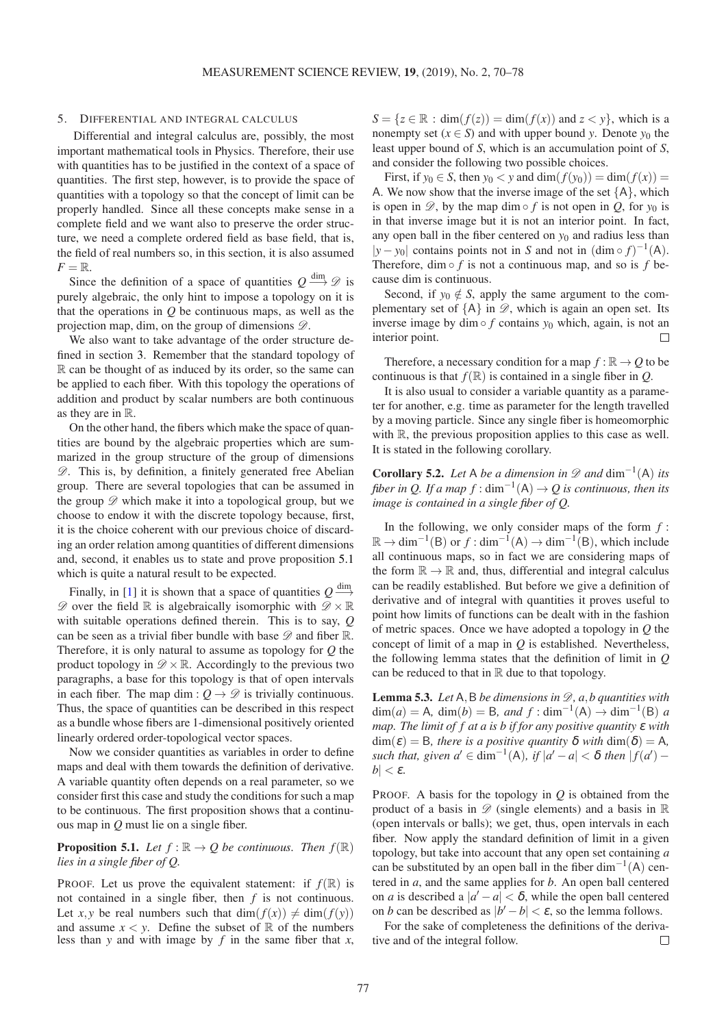## 5. DIFFERENTIAL AND INTEGRAL CALCULUS

Differential and integral calculus are, possibly, the most important mathematical tools in Physics. Therefore, their use with quantities has to be justified in the context of a space of quantities. The first step, however, is to provide the space of quantities with a topology so that the concept of limit can be properly handled. Since all these concepts make sense in a complete field and we want also to preserve the order structure, we need a complete ordered field as base field, that is, the field of real numbers so, in this section, it is also assumed $F = \mathbb{R}$.

Since the definition of a space of quantities $Q \xrightarrow{\dim} \mathscr{D}$ is purely algebraic, the only hint to impose a topology on it is that the operations in $Q$ be continuous maps, as well as the projection map, dim, on the group of dimensions $\mathscr{D}$.

We also want to take advantage of the order structure defined in section 3. Remember that the standard topology of $\mathbb{R}$ can be thought of as induced by its order, so the same can be applied to each fiber. With this topology the operations of addition and product by scalar numbers are both continuous as they are in $\mathbb{R}$.

On the other hand, the fibers which make the space of quantities are bound by the algebraic properties which are summarized in the group structure of the group of dimensions $\mathscr{D}$. This is, by definition, a finitely generated free Abelian group. There are several topologies that can be assumed in the group $\mathscr{D}$ which make it into a topological group, but we choose to endow it with the discrete topology because, first, it is the choice coherent with our previous choice of discarding an order relation among quantities of different dimensions and, second, it enables us to state and prove proposition 5.1 which is quite a natural result to be expected.

Finally, in [1] it is shown that a space of quantities $Q \xrightarrow{\dim} \mathscr{D}$ over the field $\mathbb{R}$ is algebraically isomorphic with $\mathscr{D} \times \mathbb{R}$ with suitable operations defined therein. This is to say, $Q$ can be seen as a trivial fiber bundle with base $\mathscr{D}$ and fiber $\mathbb{R}$. Therefore, it is only natural to assume as topology for $Q$ the product topology in $\mathscr{D} \times \mathbb{R}$. Accordingly to the previous two paragraphs, a base for this topology is that of open intervals in each fiber. The map $\dim : Q \to \mathscr{D}$ is trivially continuous. Thus, the space of quantities can be described in this respect as a bundle whose fibers are 1-dimensional positively oriented linearly ordered order-topological vector spaces.

Now we consider quantities as variables in order to define maps and deal with them towards the definition of derivative. A variable quantity often depends on a real parameter, so we consider first this case and study the conditions for such a map to be continuous. The first proposition shows that a continuous map in $Q$ must lie on a single fiber.

**Proposition 5.1.** *Let $f : \mathbb{R} \to Q$ be continuous. Then $f(\mathbb{R})$ lies in a single fiber of $Q$.*

PROOF. Let us prove the equivalent statement: if $f(\mathbb{R})$ is not contained in a single fiber, then $f$ is not continuous. Let $x, y$ be real numbers such that $\dim(f(x)) \neq \dim(f(y))$ and assume $x < y$. Define the subset of $\mathbb{R}$ of the numbers less than $y$ and with image by $f$ in the same fiber that $x$, $S = \{z \in \mathbb{R} : \dim(f(z)) = \dim(f(x)) \text{ and } z < y\}$, which is a nonempty set ($x \in S$) and with upper bound $y$. Denote $y_0$ the least upper bound of $S$, which is an accumulation point of $S$, and consider the following two possible choices.

First, if $y_0 \in S$, then $y_0 < y$ and $\dim(f(y_0)) = \dim(f(x)) = \mathsf{A}$. We now show that the inverse image of the set $\{\mathsf{A}\}$, which is open in $\mathscr{D}$, by the map $\dim \circ f$ is not open in $Q$, for $y_0$ is in that inverse image but it is not an interior point. In fact, any open ball in the fiber centered on $y_0$ and radius less than $|y - y_0|$ contains points not in $S$ and not in $(\dim \circ f)^{-1}(\mathsf{A})$. Therefore, $\dim \circ f$ is not a continuous map, and so is $f$ because dim is continuous.

Second, if $y_0 \notin S$, apply the same argument to the complementary set of $\{\mathsf{A}\}$ in $\mathscr{D}$, which is again an open set. Its inverse image by $\dim \circ f$ contains $y_0$ which, again, is not an interior point. □

Therefore, a necessary condition for a map $f : \mathbb{R} \to Q$ to be continuous is that $f(\mathbb{R})$ is contained in a single fiber in $Q$.

It is also usual to consider a variable quantity as a parameter for another, e.g. time as parameter for the length travelled by a moving particle. Since any single fiber is homeomorphic with $\mathbb{R}$, the previous proposition applies to this case as well. It is stated in the following corollary.

**Corollary 5.2.** *Let $\mathsf{A}$ be a dimension in $\mathscr{D}$ and $\dim^{-1}(\mathsf{A})$ its fiber in $Q$. If a map $f : \dim^{-1}(\mathsf{A}) \to Q$ is continuous, then its image is contained in a single fiber of $Q$.*

In the following, we only consider maps of the form $f : \mathbb{R} \to \dim^{-1}(\mathsf{B})$ or $f : \dim^{-1}(\mathsf{A}) \to \dim^{-1}(\mathsf{B})$, which include all continuous maps, so in fact we are considering maps of the form $\mathbb{R} \to \mathbb{R}$ and, thus, differential and integral calculus can be readily established. But before we give a definition of derivative and of integral with quantities it proves useful to point how limits of functions can be dealt with in the fashion of metric spaces. Once we have adopted a topology in $Q$ the concept of limit of a map in $Q$ is established. Nevertheless, the following lemma states that the definition of limit in $Q$ can be reduced to that in $\mathbb{R}$ due to that topology.

**Lemma 5.3.** *Let $\mathsf{A}, \mathsf{B}$ be dimensions in $\mathscr{D}$, $a, b$ quantities with $\dim(a) = \mathsf{A}$, $\dim(b) = \mathsf{B}$, and $f : \dim^{-1}(\mathsf{A}) \to \dim^{-1}(\mathsf{B})$ a map. The limit of $f$ at $a$ is $b$ if for any positive quantity $\varepsilon$ with $\dim(\varepsilon) = \mathsf{B}$, there is a positive quantity $\delta$ with $\dim(\delta) = \mathsf{A}$, such that, given $a' \in \dim^{-1}(\mathsf{A})$, if $|a' - a| < \delta$ then $|f(a') - b| < \varepsilon$.*

PROOF. A basis for the topology in $Q$ is obtained from the product of a basis in $\mathscr{D}$ (single elements) and a basis in $\mathbb{R}$ (open intervals or balls); we get, thus, open intervals in each fiber. Now apply the standard definition of limit in a given topology, but take into account that any open set containing $a$ can be substituted by an open ball in the fiber $\dim^{-1}(\mathsf{A})$ centered in $a$, and the same applies for $b$. An open ball centered on $a$ is described a $|a' - a| < \delta$, while the open ball centered on $b$ can be described as $|b' - b| < \varepsilon$, so the lemma follows.

For the sake of completeness the definitions of the derivative and of the integral follow. □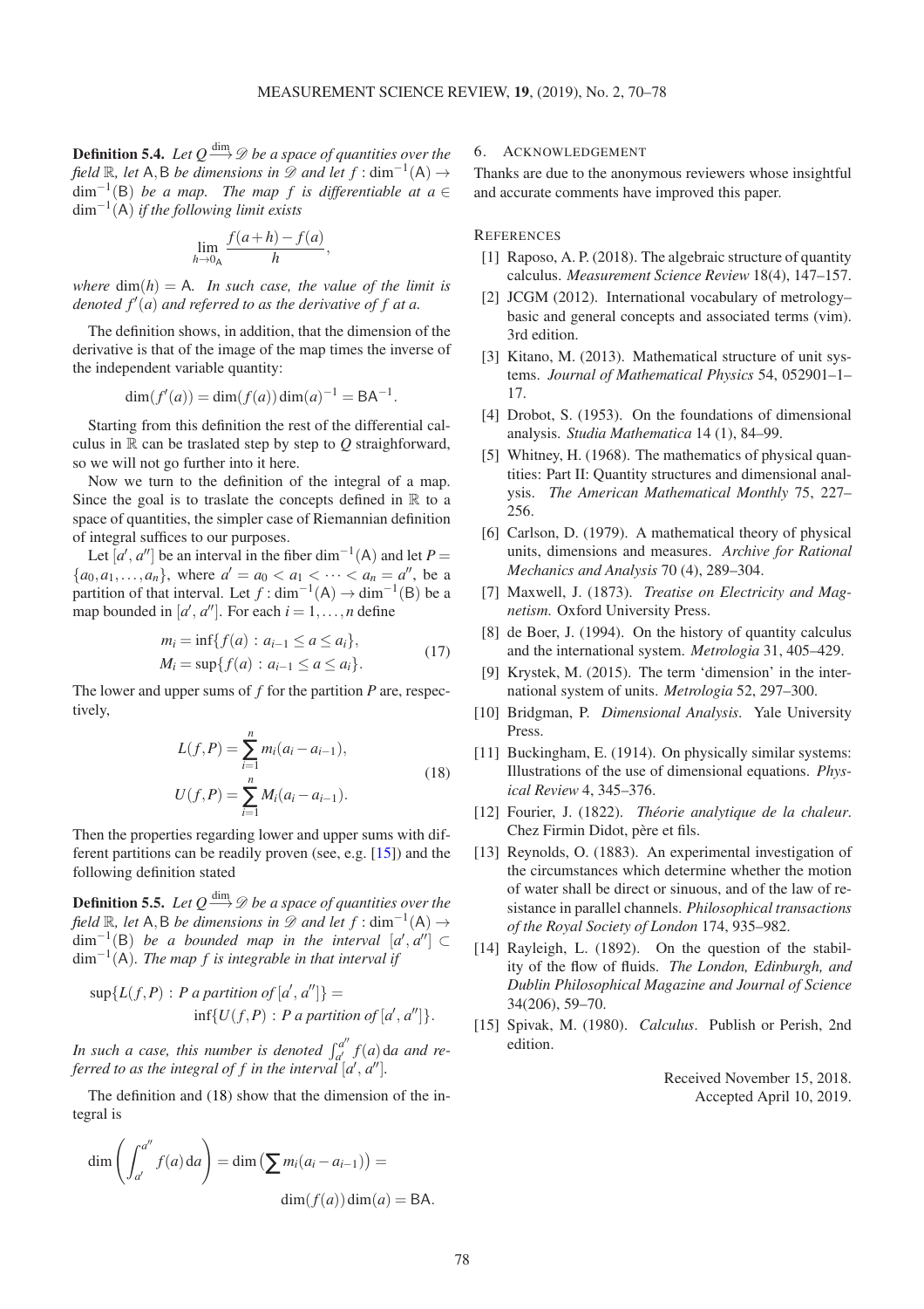**Definition 5.4.** *Let $Q \xrightarrow{\dim} \mathscr{D}$ be a space of quantities over the field $\mathbb{R}$, let $\mathsf{A}, \mathsf{B}$ be dimensions in $\mathscr{D}$ and let $f : \dim^{-1}(\mathsf{A}) \to \dim^{-1}(\mathsf{B})$ be a map. The map $f$ is differentiable at $a \in \dim^{-1}(\mathsf{A})$ if the following limit exists*

$$\lim_{h \to 0_{\mathsf{A}}} \frac{f(a+h) - f(a)}{h},$$

*where $\dim(h) = \mathsf{A}$. In such case, the value of the limit is denoted $f'(a)$ and referred to as the derivative of $f$ at $a$.*

The definition shows, in addition, that the dimension of the derivative is that of the image of the map times the inverse of the independent variable quantity:

$$\dim(f'(a)) = \dim(f(a)) \dim(a)^{-1} = \mathsf{B}\mathsf{A}^{-1}.$$

Starting from this definition the rest of the differential calculus in $\mathbb{R}$ can be traslated step by step to $Q$ straighforward, so we will not go further into it here.

Now we turn to the definition of the integral of a map. Since the goal is to traslate the concepts defined in $\mathbb{R}$ to a space of quantities, the simpler case of Riemannian definition of integral suffices to our purposes.

Let $[a', a'']$ be an interval in the fiber $\dim^{-1}(\mathsf{A})$ and let $P = \{a_0, a_1, \ldots, a_n\}$, where $a' = a_0 < a_1 < \cdots < a_n = a''$, be a partition of that interval. Let $f : \dim^{-1}(\mathsf{A}) \to \dim^{-1}(\mathsf{B})$ be a map bounded in $[a', a'']$. For each $i = 1, \ldots, n$ define

$$\begin{aligned} m_i &= \inf\{f(a) : a_{i-1} \leq a \leq a_i\}, \\ M_i &= \sup\{f(a) : a_{i-1} \leq a \leq a_i\}. \end{aligned} \tag{17}$$

The lower and upper sums of $f$ for the partition $P$ are, respectively,

$$\begin{aligned} L(f,P) &= \sum_{i=1}^{n} m_i (a_i - a_{i-1}), \\ U(f,P) &= \sum_{i=1}^{n} M_i (a_i - a_{i-1}). \end{aligned} \tag{18}$$

Then the properties regarding lower and upper sums with different partitions can be readily proven (see, e.g. [15]) and the following definition stated

**Definition 5.5.** *Let $Q \xrightarrow{\dim} \mathscr{D}$ be a space of quantities over the field $\mathbb{R}$, let $\mathsf{A}, \mathsf{B}$ be dimensions in $\mathscr{D}$ and let $f : \dim^{-1}(\mathsf{A}) \to \dim^{-1}(\mathsf{B})$ be a bounded map in the interval $[a', a''] \subset \dim^{-1}(\mathsf{A})$. The map $f$ is integrable in that interval if*

$$\sup\{L(f,P) : P \text{ a partition of } [a', a'']\} = \inf\{U(f,P) : P \text{ a partition of } [a', a'']\}.$$

*In such a case, this number is denoted $\int_{a'}^{a''} f(a)\, \mathrm{d}a$ and referred to as the integral of $f$ in the interval $[a', a'']$.*

The definition and (18) show that the dimension of the integral is

$$\dim\left(\int_{a'}^{a''} f(a)\, \mathrm{d}a\right) = \dim\left(\sum m_i (a_i - a_{i-1})\right) = \dim(f(a)) \dim(a) = \mathsf{B}\mathsf{A}.$$

## 6. Acknowledgement

Thanks are due to the anonymous reviewers whose insightful and accurate comments have improved this paper.

## References

[1] Raposo, A. P. (2018). The algebraic structure of quantity calculus. *Measurement Science Review* 18(4), 147–157.

[2] JCGM (2012). International vocabulary of metrology–basic and general concepts and associated terms (vim). 3rd edition.

[3] Kitano, M. (2013). Mathematical structure of unit systems. *Journal of Mathematical Physics* 54, 052901–1–17.

[4] Drobot, S. (1953). On the foundations of dimensional analysis. *Studia Mathematica* 14 (1), 84–99.

[5] Whitney, H. (1968). The mathematics of physical quantities: Part II: Quantity structures and dimensional analysis. *The American Mathematical Monthly* 75, 227–256.

[6] Carlson, D. (1979). A mathematical theory of physical units, dimensions and measures. *Archive for Rational Mechanics and Analysis* 70 (4), 289–304.

[7] Maxwell, J. (1873). *Treatise on Electricity and Magnetism.* Oxford University Press.

[8] de Boer, J. (1994). On the history of quantity calculus and the international system. *Metrologia* 31, 405–429.

[9] Krystek, M. (2015). The term 'dimension' in the international system of units. *Metrologia* 52, 297–300.

[10] Bridgman, P. *Dimensional Analysis*. Yale University Press.

[11] Buckingham, E. (1914). On physically similar systems: Illustrations of the use of dimensional equations. *Physical Review* 4, 345–376.

[12] Fourier, J. (1822). *Théorie analytique de la chaleur*. Chez Firmin Didot, père et fils.

[13] Reynolds, O. (1883). An experimental investigation of the circumstances which determine whether the motion of water shall be direct or sinuous, and of the law of resistance in parallel channels. *Philosophical transactions of the Royal Society of London* 174, 935–982.

[14] Rayleigh, L. (1892). On the question of the stability of the flow of fluids. *The London, Edinburgh, and Dublin Philosophical Magazine and Journal of Science* 34(206), 59–70.

[15] Spivak, M. (1980). *Calculus*. Publish or Perish, 2nd edition.

Received November 15, 2018.
Accepted April 10, 2019.